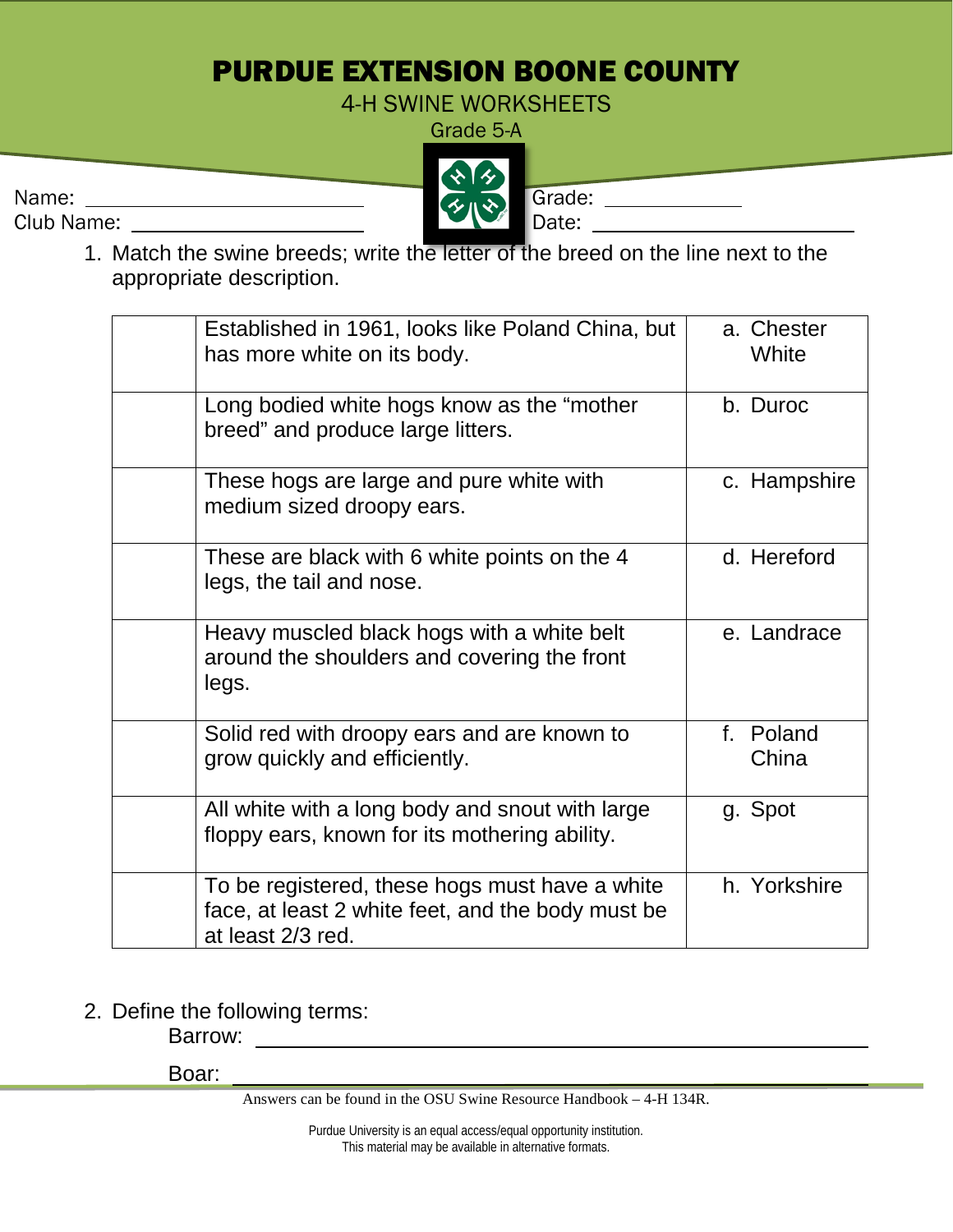# PURDUE EXTENSION BOONE COUNTY

## 4-H SWINE WORKSHEETS

Grade 5-A

Name: ______________________ Grade: ____________

Club Name: ______________________ Date: ______________________

1. Match the swine breeds; write the letter of the breed on the line next to the appropriate description.

| | | |
|---|---|---|
| | Established in 1961, looks like Poland China, but has more white on its body. | a. Chester White |
| | Long bodied white hogs know as the "mother breed" and produce large litters. | b. Duroc |
| | These hogs are large and pure white with medium sized droopy ears. | c. Hampshire |
| | These are black with 6 white points on the 4 legs, the tail and nose. | d. Hereford |
| | Heavy muscled black hogs with a white belt around the shoulders and covering the front legs. | e. Landrace |
| | Solid red with droopy ears and are known to grow quickly and efficiently. | f. Poland China |
| | All white with a long body and snout with large floppy ears, known for its mothering ability. | g. Spot |
| | To be registered, these hogs must have a white face, at least 2 white feet, and the body must be at least 2/3 red. | h. Yorkshire |

2. Define the following terms:

   Barrow: ______________________________________________

   Boar: ______________________________________________

Answers can be found in the OSU Swine Resource Handbook – 4-H 134R.

Purdue University is an equal access/equal opportunity institution.
This material may be available in alternative formats.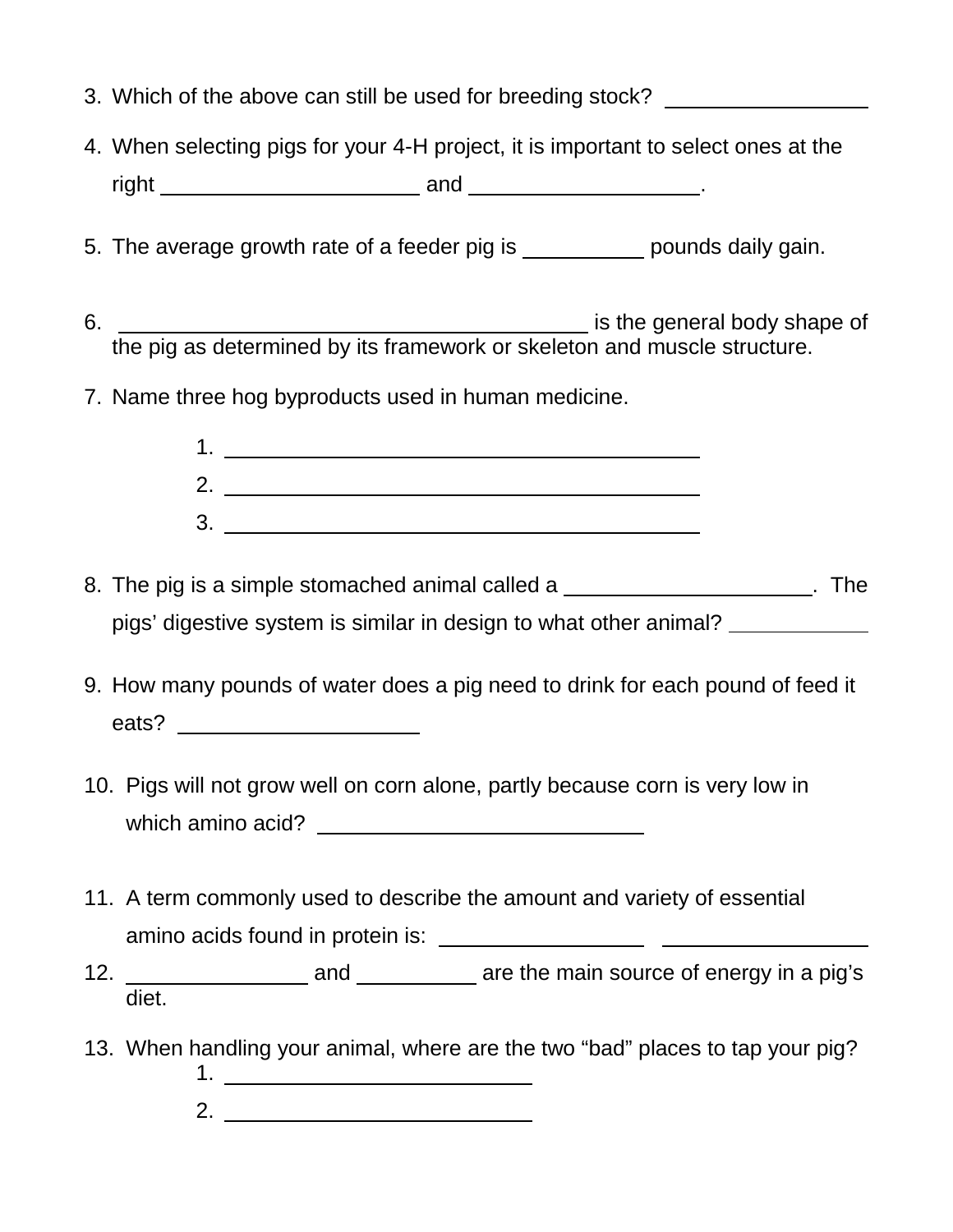3. Which of the above can still be used for breeding stock? ________________

4. When selecting pigs for your 4-H project, it is important to select ones at the right ____________________ and __________________.

5. The average growth rate of a feeder pig is __________ pounds daily gain.

6. ______________________________________ is the general body shape of the pig as determined by its framework or skeleton and muscle structure.

7. Name three hog byproducts used in human medicine.

   1. ________________________________________
   2. ________________________________________
   3. ________________________________________

8. The pig is a simple stomached animal called a ____________________. The pigs' digestive system is similar in design to what other animal? ___________

9. How many pounds of water does a pig need to drink for each pound of feed it eats? ____________________

10. Pigs will not grow well on corn alone, partly because corn is very low in which amino acid? ___________________________

11. A term commonly used to describe the amount and variety of essential amino acids found in protein is: _________________ _________________

12. _______________ and __________ are the main source of energy in a pig's diet.

13. When handling your animal, where are the two "bad" places to tap your pig?

   1. __________________________
   2. __________________________